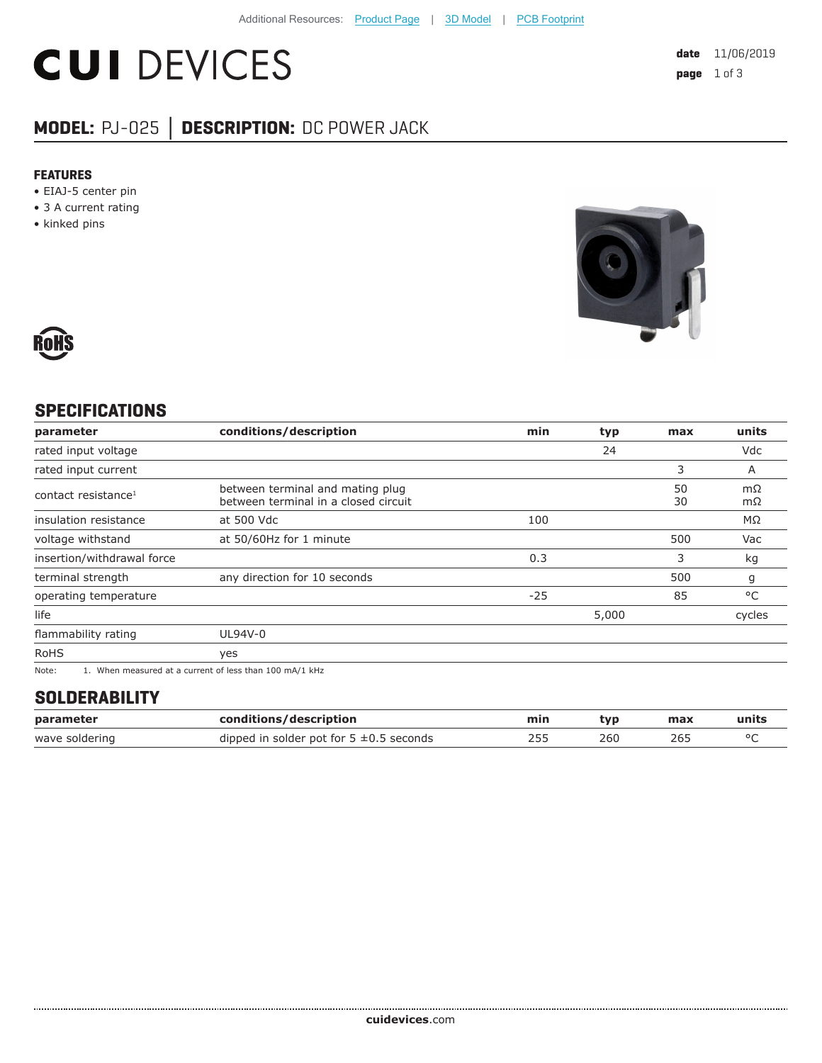Additional Resources: Product Page | 3D Model | PCB Footprint

# CUI DEVICES

**date** 11/06/2019

## MODEL: PJ-025 | DESCRIPTION: DC POWER JACK

### FEATURES

- EIAJ-5 center pin
- 3 A current rating
- kinked pins

RoHS

## SPECIFICATIONS

| parameter | conditions/description | min | typ | max | units |
|---|---|---|---|---|---|
| rated input voltage | | | 24 | | Vdc |
| rated input current | | | | 3 | A |
| contact resistance[1] | between terminal and mating plug<br>between terminal in a closed circuit | | | 50<br>30 | mΩ<br>mΩ |
| insulation resistance | at 500 Vdc | 100 | | | MΩ |
| voltage withstand | at 50/60Hz for 1 minute | | | 500 | Vac |
| insertion/withdrawal force | | 0.3 | | 3 | kg |
| terminal strength | any direction for 10 seconds | | | 500 | g |
| operating temperature | | -25 | | 85 | °C |
| life | | | 5,000 | | cycles |
| flammability rating | UL94V-0 | | | | |
| RoHS | yes | | | | |

Note: 1. When measured at a current of less than 100 mA/1 kHz

## SOLDERABILITY

| parameter | conditions/description | min | typ | max | units |
|---|---|---|---|---|---|
| wave soldering | dipped in solder pot for 5 ±0.5 seconds | 255 | 260 | 265 | °C |

**cuidevices**.com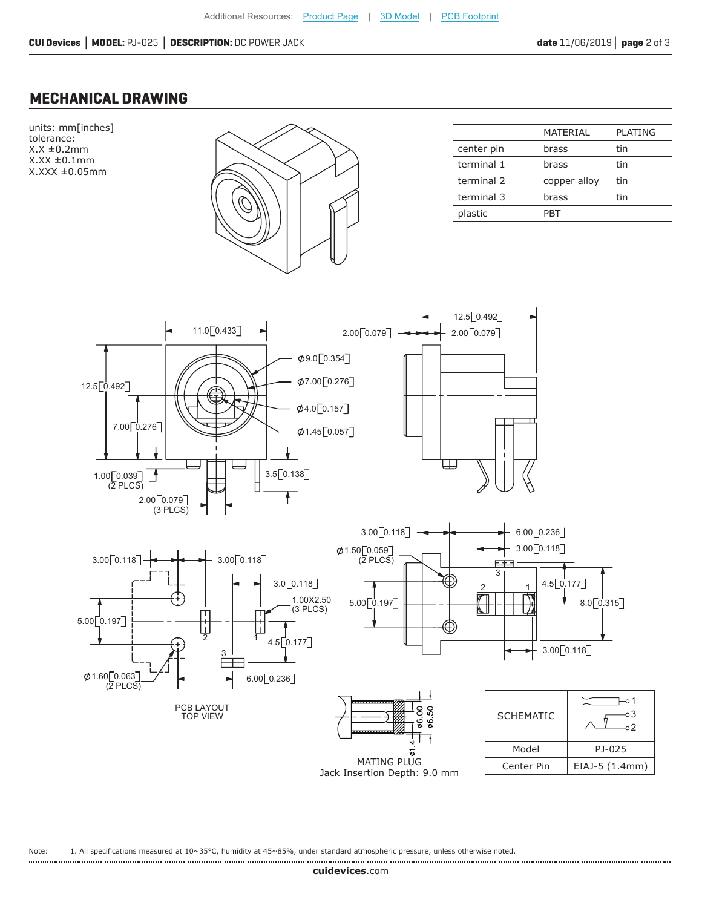Additional Resources: Product Page | 3D Model | PCB Footprint

## MECHANICAL DRAWING

units: mm[inches]
tolerance:
X.X ±0.2mm
X.XX ±0.1mm
X.XXX ±0.05mm

| | MATERIAL | PLATING |
|---|---|---|
| center pin | brass | tin |
| terminal 1 | brass | tin |
| terminal 2 | copper alloy | tin |
| terminal 3 | brass | tin |
| plastic | PBT | |

11.0[0.433]
12.5[0.492]
7.00[0.276]
Ø9.0[0.354]
Ø7.00[0.276]
Ø4.0[0.157]
Ø1.45[0.057]
1.00[0.039] (2 PLCS)
3.5[0.138]
2.00[0.079] (3 PLCS)

12.5[0.492]
2.00[0.079]
2.00[0.079]

3.00[0.118]
3.00[0.118]
3.0[0.118]
1.00X2.50 (3 PLCS)
5.00[0.197]
4.5[0.177]
6.00[0.236]
Ø1.60[0.063] (2 PLCS)

PCB LAYOUT
TOP VIEW

3.00[0.118]
6.00[0.236]
Ø1.50[0.059] (2 PLCS)
3.00[0.118]
4.5[0.177]
5.00[0.197]
8.0[0.315]
3.00[0.118]

ø1.4
ø6.00
ø6.50

MATING PLUG
Jack Insertion Depth: 9.0 mm

| SCHEMATIC | 1, 3, 2 |
|---|---|
| Model | PJ-025 |
| Center Pin | EIAJ-5 (1.4mm) |

Note: 1. All specifications measured at 10~35°C, humidity at 45~85%, under standard atmospheric pressure, unless otherwise noted.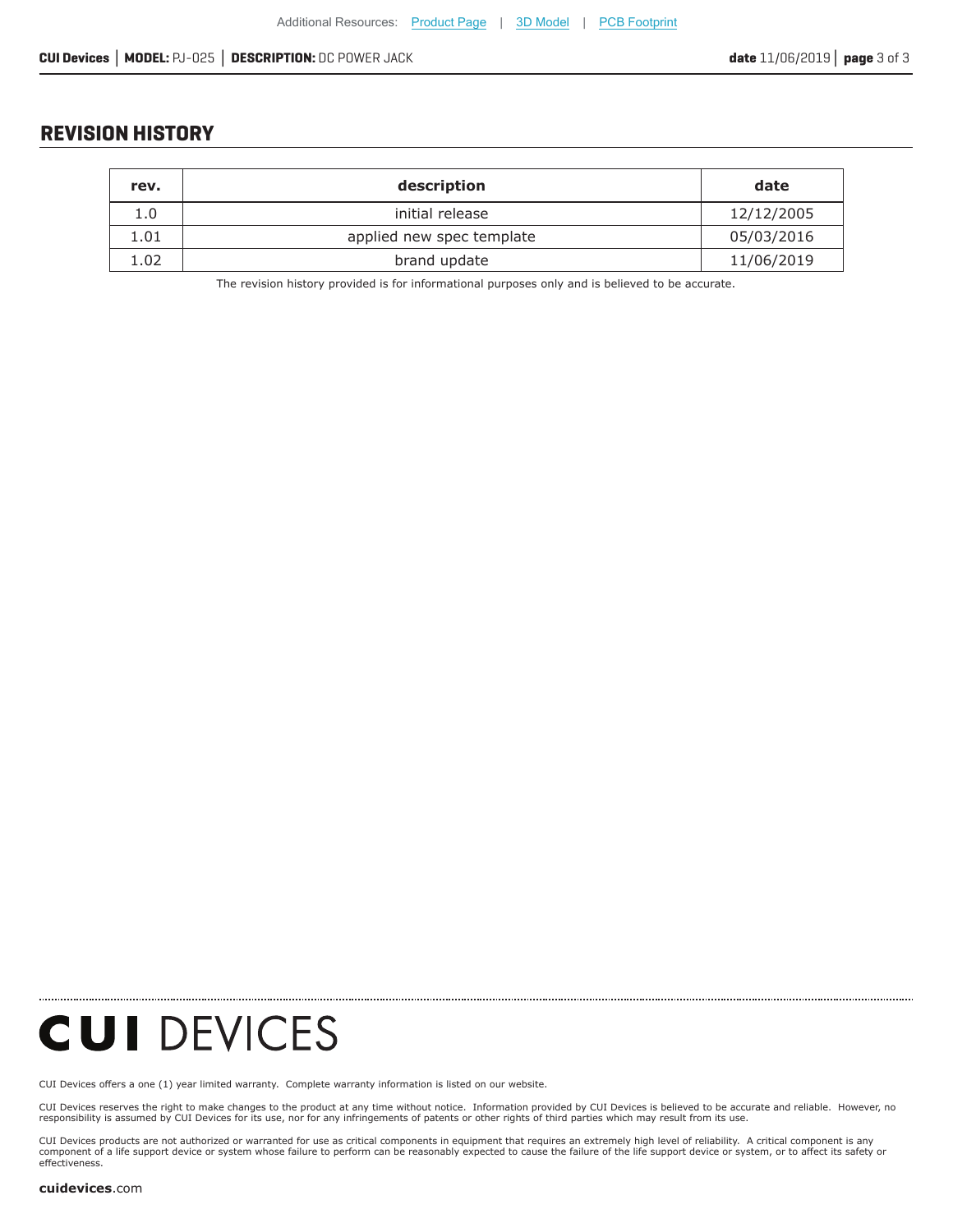## REVISION HISTORY

| rev. | description | date |
| --- | --- | --- |
| 1.0 | initial release | 12/12/2005 |
| 1.01 | applied new spec template | 05/03/2016 |
| 1.02 | brand update | 11/06/2019 |

The revision history provided is for informational purposes only and is believed to be accurate.

**CUI** DEVICES

CUI Devices offers a one (1) year limited warranty. Complete warranty information is listed on our website.

CUI Devices reserves the right to make changes to the product at any time without notice. Information provided by CUI Devices is believed to be accurate and reliable. However, no responsibility is assumed by CUI Devices for its use, nor for any infringements of patents or other rights of third parties which may result from its use.

CUI Devices products are not authorized or warranted for use as critical components in equipment that requires an extremely high level of reliability. A critical component is any component of a life support device or system whose failure to perform can be reasonably expected to cause the failure of the life support device or system, or to affect its safety or effectiveness.

**cuidevices**.com